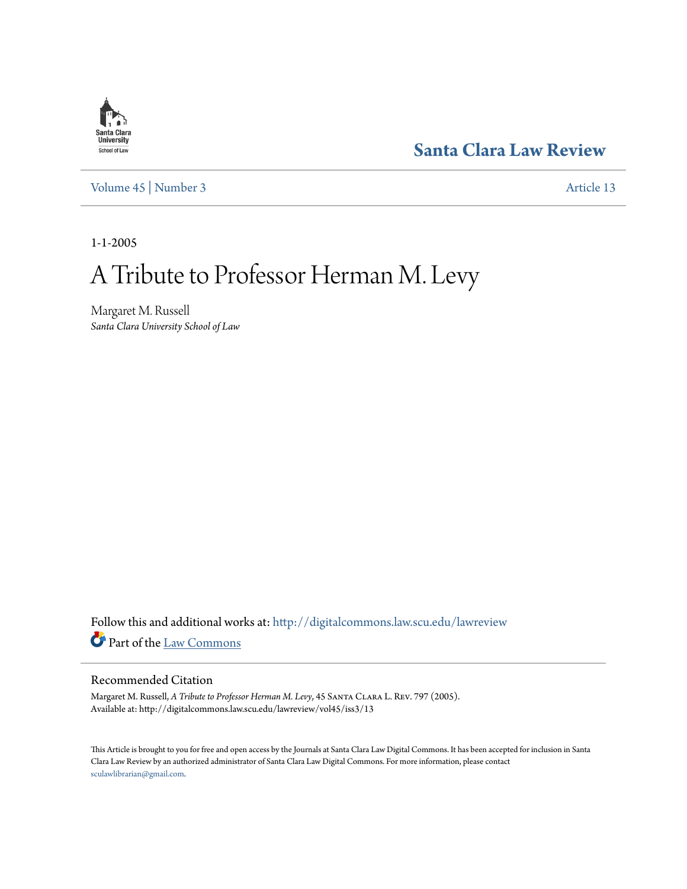Santa Clara Law Review

Volume 45 | Number 3

Article 13

1-1-2005

# A Tribute to Professor Herman M. Levy

Margaret M. Russell
*Santa Clara University School of Law*

Follow this and additional works at: http://digitalcommons.law.scu.edu/lawreview

Part of the Law Commons

## Recommended Citation

Margaret M. Russell, *A Tribute to Professor Herman M. Levy*, 45 Santa Clara L. Rev. 797 (2005).
Available at: http://digitalcommons.law.scu.edu/lawreview/vol45/iss3/13

This Article is brought to you for free and open access by the Journals at Santa Clara Law Digital Commons. It has been accepted for inclusion in Santa Clara Law Review by an authorized administrator of Santa Clara Law Digital Commons. For more information, please contact sculawlibrarian@gmail.com.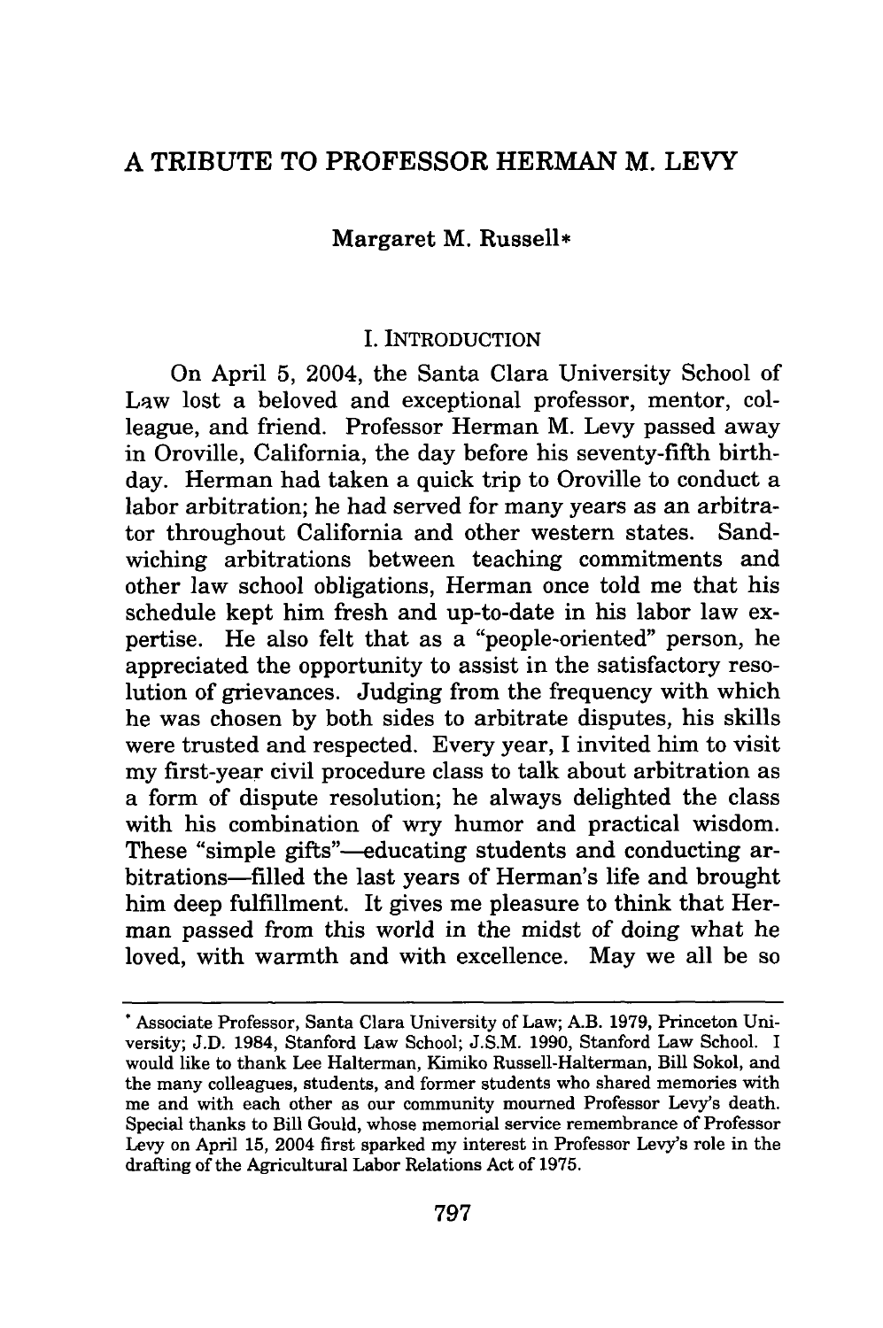# A TRIBUTE TO PROFESSOR HERMAN M. LEVY

Margaret M. Russell*

## I. INTRODUCTION

On April 5, 2004, the Santa Clara University School of Law lost a beloved and exceptional professor, mentor, colleague, and friend. Professor Herman M. Levy passed away in Oroville, California, the day before his seventy-fifth birthday. Herman had taken a quick trip to Oroville to conduct a labor arbitration; he had served for many years as an arbitrator throughout California and other western states. Sandwiching arbitrations between teaching commitments and other law school obligations, Herman once told me that his schedule kept him fresh and up-to-date in his labor law expertise. He also felt that as a "people-oriented" person, he appreciated the opportunity to assist in the satisfactory resolution of grievances. Judging from the frequency with which he was chosen by both sides to arbitrate disputes, his skills were trusted and respected. Every year, I invited him to visit my first-year civil procedure class to talk about arbitration as a form of dispute resolution; he always delighted the class with his combination of wry humor and practical wisdom. These "simple gifts"—educating students and conducting arbitrations—filled the last years of Herman's life and brought him deep fulfillment. It gives me pleasure to think that Herman passed from this world in the midst of doing what he loved, with warmth and with excellence. May we all be so

---

* Associate Professor, Santa Clara University of Law; A.B. 1979, Princeton University; J.D. 1984, Stanford Law School; J.S.M. 1990, Stanford Law School. I would like to thank Lee Halterman, Kimiko Russell-Halterman, Bill Sokol, and the many colleagues, students, and former students who shared memories with me and with each other as our community mourned Professor Levy's death. Special thanks to Bill Gould, whose memorial service remembrance of Professor Levy on April 15, 2004 first sparked my interest in Professor Levy's role in the drafting of the Agricultural Labor Relations Act of 1975.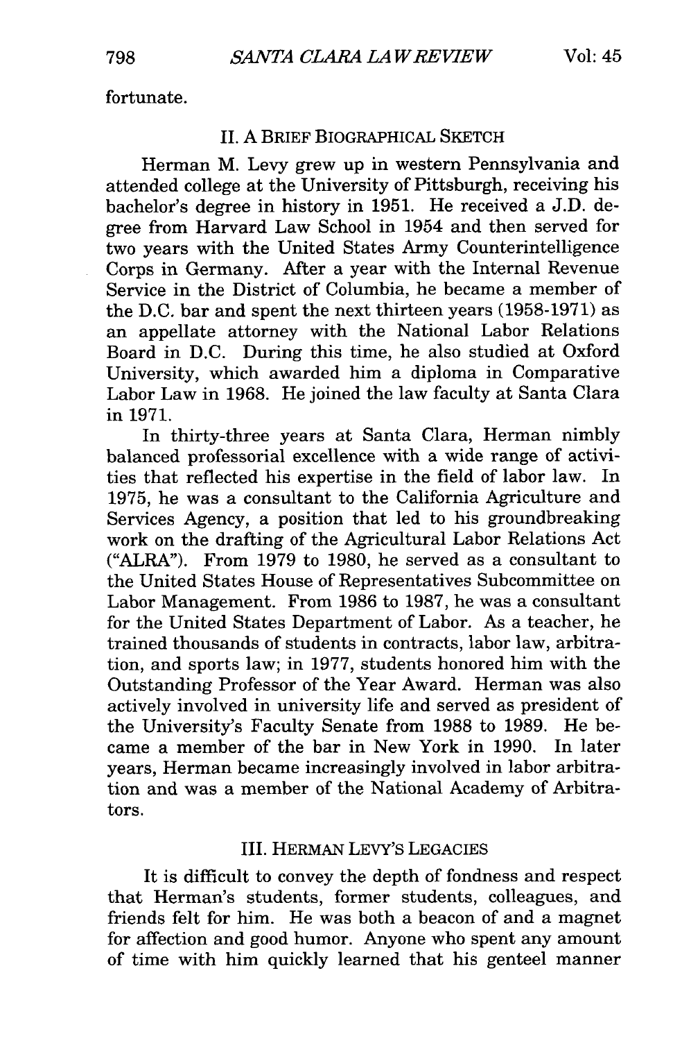fortunate.

## II. A Brief Biographical Sketch

Herman M. Levy grew up in western Pennsylvania and attended college at the University of Pittsburgh, receiving his bachelor's degree in history in 1951. He received a J.D. degree from Harvard Law School in 1954 and then served for two years with the United States Army Counterintelligence Corps in Germany. After a year with the Internal Revenue Service in the District of Columbia, he became a member of the D.C. bar and spent the next thirteen years (1958-1971) as an appellate attorney with the National Labor Relations Board in D.C. During this time, he also studied at Oxford University, which awarded him a diploma in Comparative Labor Law in 1968. He joined the law faculty at Santa Clara in 1971.

In thirty-three years at Santa Clara, Herman nimbly balanced professorial excellence with a wide range of activities that reflected his expertise in the field of labor law. In 1975, he was a consultant to the California Agriculture and Services Agency, a position that led to his groundbreaking work on the drafting of the Agricultural Labor Relations Act ("ALRA"). From 1979 to 1980, he served as a consultant to the United States House of Representatives Subcommittee on Labor Management. From 1986 to 1987, he was a consultant for the United States Department of Labor. As a teacher, he trained thousands of students in contracts, labor law, arbitration, and sports law; in 1977, students honored him with the Outstanding Professor of the Year Award. Herman was also actively involved in university life and served as president of the University's Faculty Senate from 1988 to 1989. He became a member of the bar in New York in 1990. In later years, Herman became increasingly involved in labor arbitration and was a member of the National Academy of Arbitrators.

## III. Herman Levy's Legacies

It is difficult to convey the depth of fondness and respect that Herman's students, former students, colleagues, and friends felt for him. He was both a beacon of and a magnet for affection and good humor. Anyone who spent any amount of time with him quickly learned that his genteel manner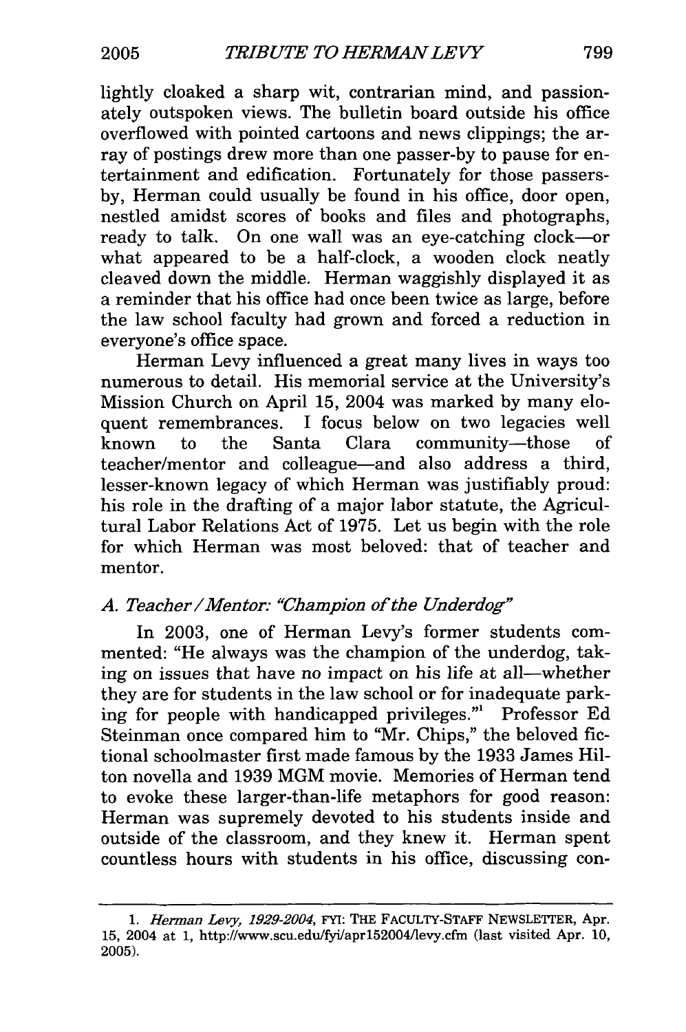lightly cloaked a sharp wit, contrarian mind, and passionately outspoken views. The bulletin board outside his office overflowed with pointed cartoons and news clippings; the array of postings drew more than one passer-by to pause for entertainment and edification. Fortunately for those passersby, Herman could usually be found in his office, door open, nestled amidst scores of books and files and photographs, ready to talk. On one wall was an eye-catching clock—or what appeared to be a half-clock, a wooden clock neatly cleaved down the middle. Herman waggishly displayed it as a reminder that his office had once been twice as large, before the law school faculty had grown and forced a reduction in everyone's office space.

Herman Levy influenced a great many lives in ways too numerous to detail. His memorial service at the University's Mission Church on April 15, 2004 was marked by many eloquent remembrances. I focus below on two legacies well known to the Santa Clara community—those of teacher/mentor and colleague—and also address a third, lesser-known legacy of which Herman was justifiably proud: his role in the drafting of a major labor statute, the Agricultural Labor Relations Act of 1975. Let us begin with the role for which Herman was most beloved: that of teacher and mentor.

### *A. Teacher/Mentor: "Champion of the Underdog"*

In 2003, one of Herman Levy's former students commented: "He always was the champion of the underdog, taking on issues that have no impact on his life at all—whether they are for students in the law school or for inadequate parking for people with handicapped privileges."[1] Professor Ed Steinman once compared him to "Mr. Chips," the beloved fictional schoolmaster first made famous by the 1933 James Hilton novella and 1939 MGM movie. Memories of Herman tend to evoke these larger-than-life metaphors for good reason: Herman was supremely devoted to his students inside and outside of the classroom, and they knew it. Herman spent countless hours with students in his office, discussing con-

---

1. *Herman Levy, 1929-2004*, FYI: THE FACULTY-STAFF NEWSLETTER, Apr. 15, 2004 at 1, http://www.scu.edu/fyi/apr152004/levy.cfm (last visited Apr. 10, 2005).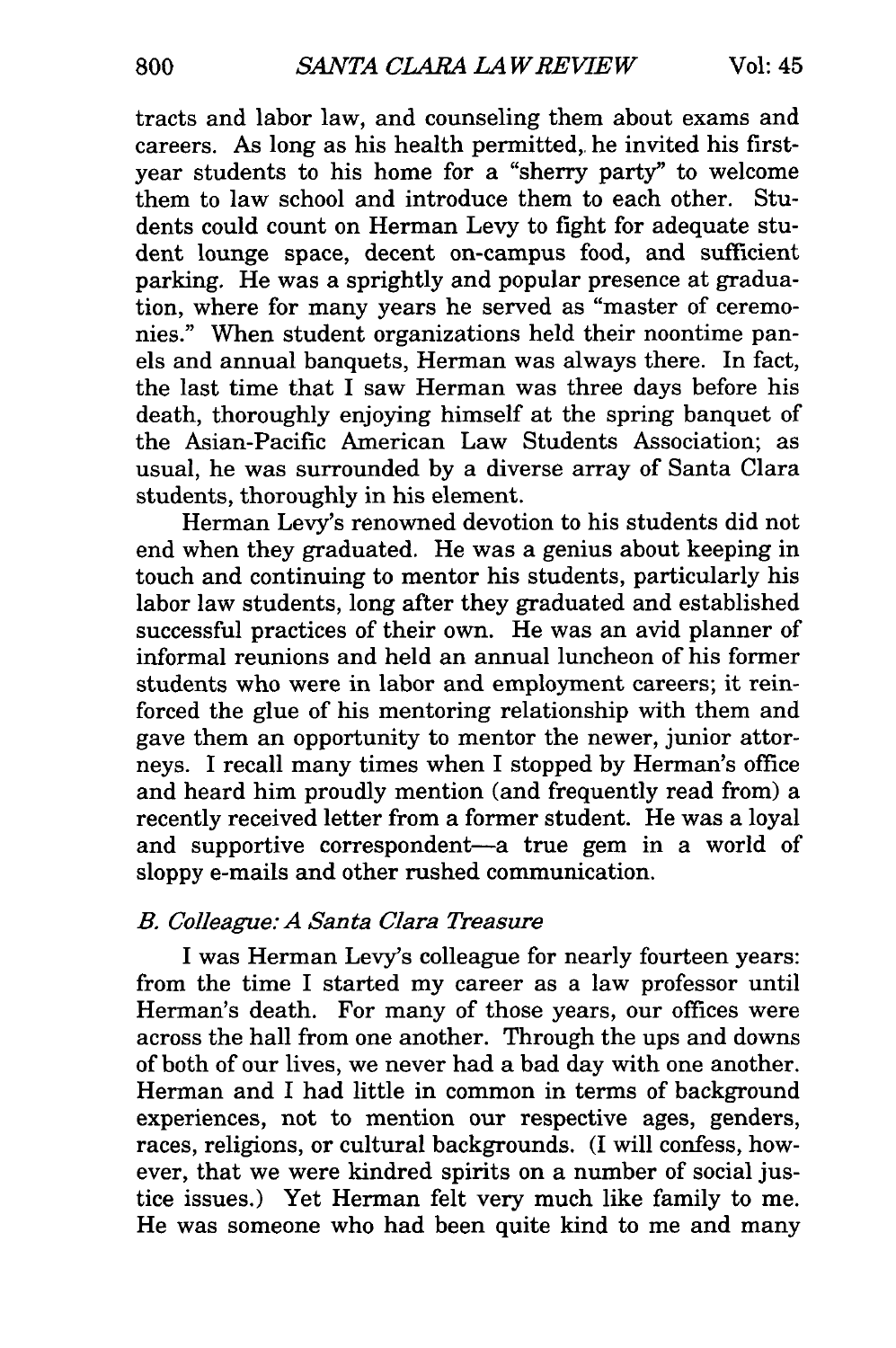tracts and labor law, and counseling them about exams and careers. As long as his health permitted, he invited his first-year students to his home for a "sherry party" to welcome them to law school and introduce them to each other. Students could count on Herman Levy to fight for adequate student lounge space, decent on-campus food, and sufficient parking. He was a sprightly and popular presence at graduation, where for many years he served as "master of ceremonies." When student organizations held their noontime panels and annual banquets, Herman was always there. In fact, the last time that I saw Herman was three days before his death, thoroughly enjoying himself at the spring banquet of the Asian-Pacific American Law Students Association; as usual, he was surrounded by a diverse array of Santa Clara students, thoroughly in his element.

Herman Levy's renowned devotion to his students did not end when they graduated. He was a genius about keeping in touch and continuing to mentor his students, particularly his labor law students, long after they graduated and established successful practices of their own. He was an avid planner of informal reunions and held an annual luncheon of his former students who were in labor and employment careers; it reinforced the glue of his mentoring relationship with them and gave them an opportunity to mentor the newer, junior attorneys. I recall many times when I stopped by Herman's office and heard him proudly mention (and frequently read from) a recently received letter from a former student. He was a loyal and supportive correspondent—a true gem in a world of sloppy e-mails and other rushed communication.

### *B. Colleague: A Santa Clara Treasure*

I was Herman Levy's colleague for nearly fourteen years: from the time I started my career as a law professor until Herman's death. For many of those years, our offices were across the hall from one another. Through the ups and downs of both of our lives, we never had a bad day with one another. Herman and I had little in common in terms of background experiences, not to mention our respective ages, genders, races, religions, or cultural backgrounds. (I will confess, however, that we were kindred spirits on a number of social justice issues.) Yet Herman felt very much like family to me. He was someone who had been quite kind to me and many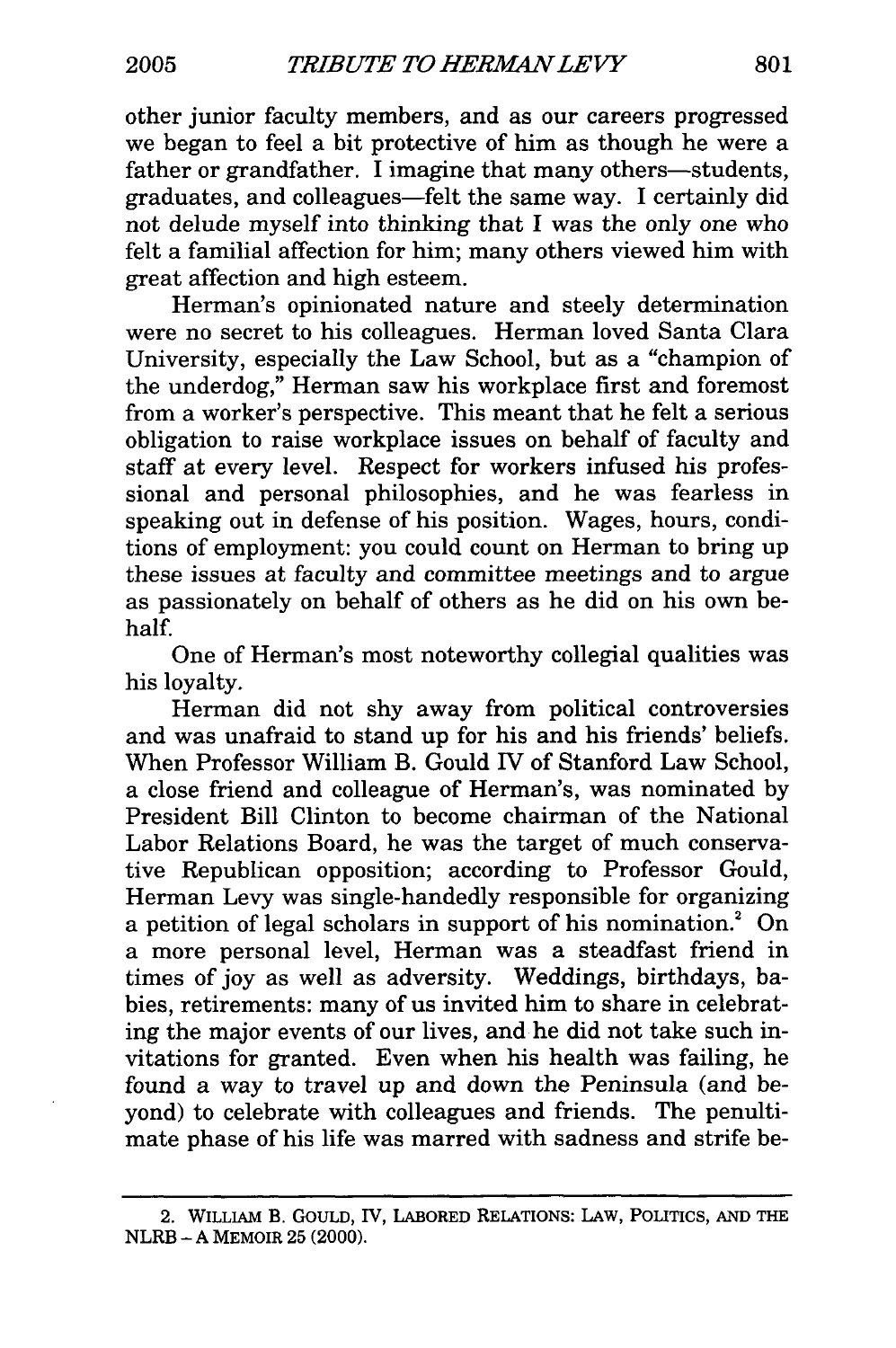other junior faculty members, and as our careers progressed we began to feel a bit protective of him as though he were a father or grandfather. I imagine that many others—students, graduates, and colleagues—felt the same way. I certainly did not delude myself into thinking that I was the only one who felt a familial affection for him; many others viewed him with great affection and high esteem.

Herman's opinionated nature and steely determination were no secret to his colleagues. Herman loved Santa Clara University, especially the Law School, but as a "champion of the underdog," Herman saw his workplace first and foremost from a worker's perspective. This meant that he felt a serious obligation to raise workplace issues on behalf of faculty and staff at every level. Respect for workers infused his professional and personal philosophies, and he was fearless in speaking out in defense of his position. Wages, hours, conditions of employment: you could count on Herman to bring up these issues at faculty and committee meetings and to argue as passionately on behalf of others as he did on his own behalf.

One of Herman's most noteworthy collegial qualities was his loyalty.

Herman did not shy away from political controversies and was unafraid to stand up for his and his friends' beliefs. When Professor William B. Gould IV of Stanford Law School, a close friend and colleague of Herman's, was nominated by President Bill Clinton to become chairman of the National Labor Relations Board, he was the target of much conservative Republican opposition; according to Professor Gould, Herman Levy was single-handedly responsible for organizing a petition of legal scholars in support of his nomination.[2] On a more personal level, Herman was a steadfast friend in times of joy as well as adversity. Weddings, birthdays, babies, retirements: many of us invited him to share in celebrating the major events of our lives, and he did not take such invitations for granted. Even when his health was failing, he found a way to travel up and down the Peninsula (and beyond) to celebrate with colleagues and friends. The penultimate phase of his life was marred with sadness and strife be-

---

2. WILLIAM B. GOULD, IV, LABORED RELATIONS: LAW, POLITICS, AND THE NLRB – A MEMOIR 25 (2000).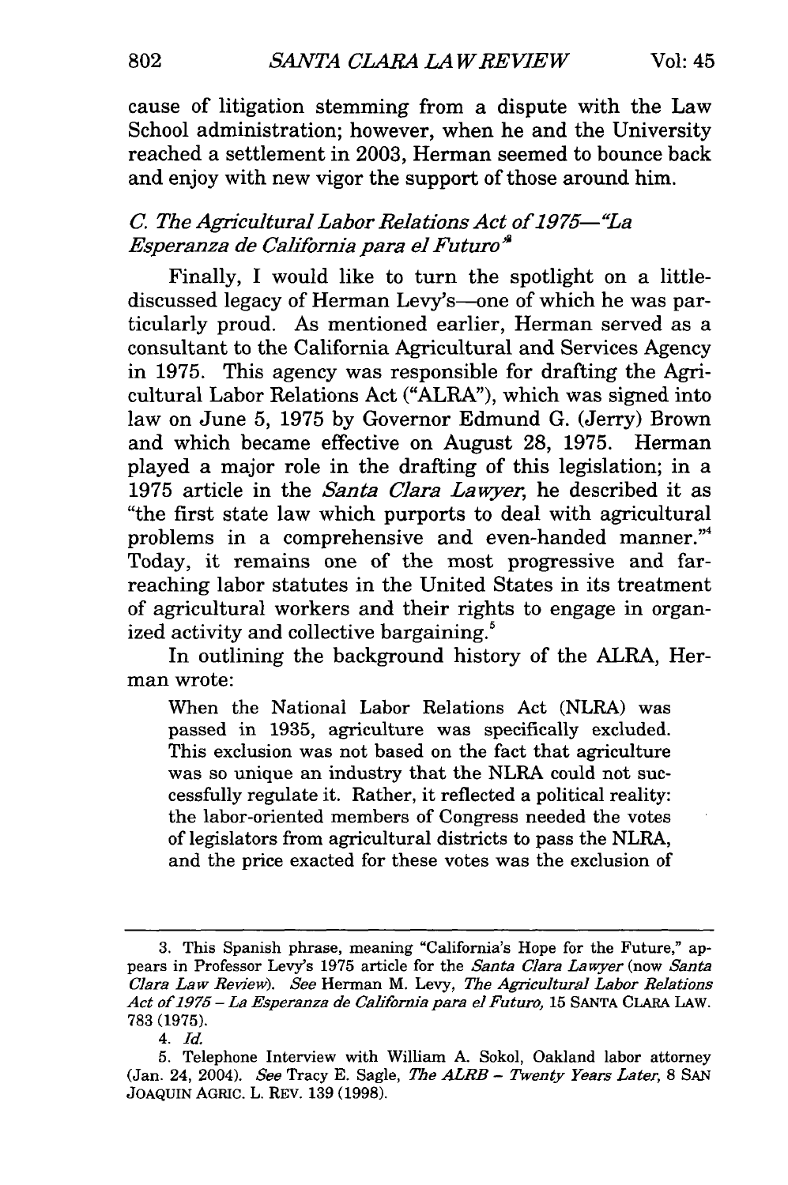cause of litigation stemming from a dispute with the Law School administration; however, when he and the University reached a settlement in 2003, Herman seemed to bounce back and enjoy with new vigor the support of those around him.

### *C. The Agricultural Labor Relations Act of 1975—"La Esperanza de California para el Futuro"*[3]

Finally, I would like to turn the spotlight on a little-discussed legacy of Herman Levy's—one of which he was particularly proud. As mentioned earlier, Herman served as a consultant to the California Agricultural and Services Agency in 1975. This agency was responsible for drafting the Agricultural Labor Relations Act ("ALRA"), which was signed into law on June 5, 1975 by Governor Edmund G. (Jerry) Brown and which became effective on August 28, 1975. Herman played a major role in the drafting of this legislation; in a 1975 article in the *Santa Clara Lawyer*, he described it as "the first state law which purports to deal with agricultural problems in a comprehensive and even-handed manner."[4] Today, it remains one of the most progressive and far-reaching labor statutes in the United States in its treatment of agricultural workers and their rights to engage in organized activity and collective bargaining.[5]

In outlining the background history of the ALRA, Herman wrote:

> When the National Labor Relations Act (NLRA) was passed in 1935, agriculture was specifically excluded. This exclusion was not based on the fact that agriculture was so unique an industry that the NLRA could not successfully regulate it. Rather, it reflected a political reality: the labor-oriented members of Congress needed the votes of legislators from agricultural districts to pass the NLRA, and the price exacted for these votes was the exclusion of

---

3. This Spanish phrase, meaning "California's Hope for the Future," appears in Professor Levy's 1975 article for the *Santa Clara Lawyer* (now *Santa Clara Law Review*). *See* Herman M. Levy, *The Agricultural Labor Relations Act of 1975 – La Esperanza de California para el Futuro,* 15 SANTA CLARA LAW. 783 (1975).

4. *Id.*

5. Telephone Interview with William A. Sokol, Oakland labor attorney (Jan. 24, 2004). *See* Tracy E. Sagle, *The ALRB – Twenty Years Later,* 8 SAN JOAQUIN AGRIC. L. REV. 139 (1998).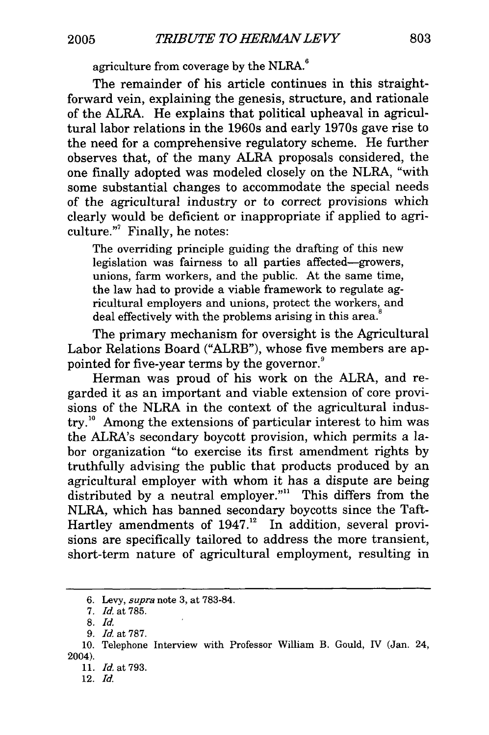agriculture from coverage by the NLRA.[6]

The remainder of his article continues in this straightforward vein, explaining the genesis, structure, and rationale of the ALRA. He explains that political upheaval in agricultural labor relations in the 1960s and early 1970s gave rise to the need for a comprehensive regulatory scheme. He further observes that, of the many ALRA proposals considered, the one finally adopted was modeled closely on the NLRA, "with some substantial changes to accommodate the special needs of the agricultural industry or to correct provisions which clearly would be deficient or inappropriate if applied to agriculture."[7] Finally, he notes:

> The overriding principle guiding the drafting of this new legislation was fairness to all parties affected—growers, unions, farm workers, and the public. At the same time, the law had to provide a viable framework to regulate agricultural employers and unions, protect the workers, and deal effectively with the problems arising in this area.[8]

The primary mechanism for oversight is the Agricultural Labor Relations Board ("ALRB"), whose five members are appointed for five-year terms by the governor.[9]

Herman was proud of his work on the ALRA, and regarded it as an important and viable extension of core provisions of the NLRA in the context of the agricultural industry.[10] Among the extensions of particular interest to him was the ALRA's secondary boycott provision, which permits a labor organization "to exercise its first amendment rights by truthfully advising the public that products produced by an agricultural employer with whom it has a dispute are being distributed by a neutral employer."[11] This differs from the NLRA, which has banned secondary boycotts since the Taft-Hartley amendments of 1947.[12] In addition, several provisions are specifically tailored to address the more transient, short-term nature of agricultural employment, resulting in

---

6. Levy, *supra* note 3, at 783-84.

7. *Id.* at 785.

8. *Id.*

9. *Id.* at 787.

10. Telephone Interview with Professor William B. Gould, IV (Jan. 24, 2004).

11. *Id.* at 793.

12. *Id.*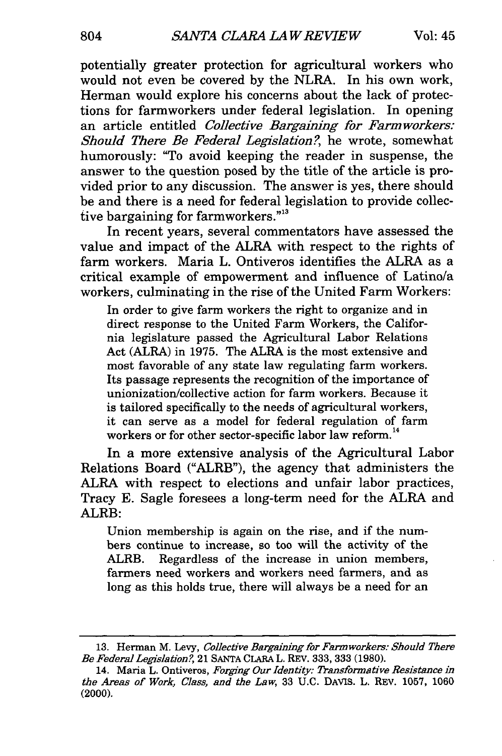potentially greater protection for agricultural workers who would not even be covered by the NLRA. In his own work, Herman would explore his concerns about the lack of protections for farmworkers under federal legislation. In opening an article entitled *Collective Bargaining for Farmworkers: Should There Be Federal Legislation?*, he wrote, somewhat humorously: "To avoid keeping the reader in suspense, the answer to the question posed by the title of the article is provided prior to any discussion. The answer is yes, there should be and there is a need for federal legislation to provide collective bargaining for farmworkers."[13]

In recent years, several commentators have assessed the value and impact of the ALRA with respect to the rights of farm workers. Maria L. Ontiveros identifies the ALRA as a critical example of empowerment and influence of Latino/a workers, culminating in the rise of the United Farm Workers:

> In order to give farm workers the right to organize and in direct response to the United Farm Workers, the California legislature passed the Agricultural Labor Relations Act (ALRA) in 1975. The ALRA is the most extensive and most favorable of any state law regulating farm workers. Its passage represents the recognition of the importance of unionization/collective action for farm workers. Because it is tailored specifically to the needs of agricultural workers, it can serve as a model for federal regulation of farm workers or for other sector-specific labor law reform.[14]

In a more extensive analysis of the Agricultural Labor Relations Board ("ALRB"), the agency that administers the ALRA with respect to elections and unfair labor practices, Tracy E. Sagle foresees a long-term need for the ALRA and ALRB:

> Union membership is again on the rise, and if the numbers continue to increase, so too will the activity of the ALRB. Regardless of the increase in union members, farmers need workers and workers need farmers, and as long as this holds true, there will always be a need for an

---

13. Herman M. Levy, *Collective Bargaining for Farmworkers: Should There Be Federal Legislation?*, 21 SANTA CLARA L. REV. 333, 333 (1980).

14. Maria L. Ontiveros, *Forging Our Identity: Transformative Resistance in the Areas of Work, Class, and the Law*, 33 U.C. DAVIS. L. REV. 1057, 1060 (2000).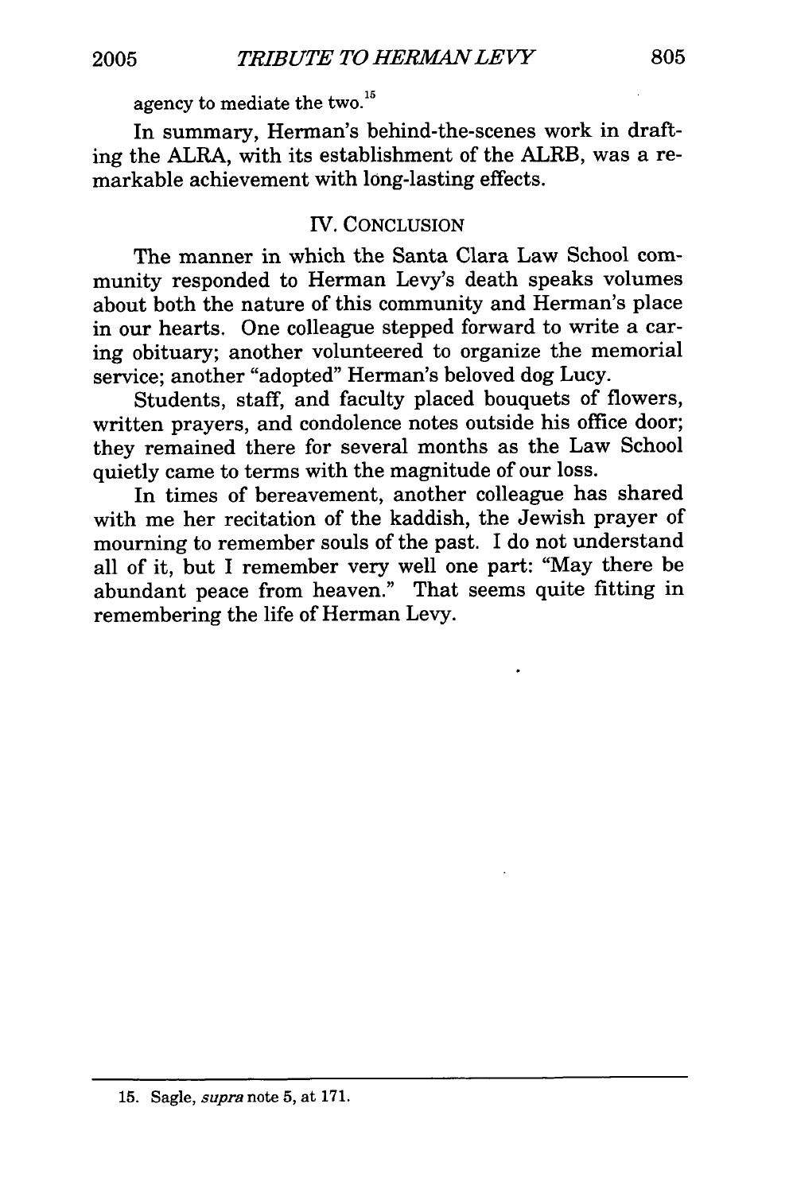agency to mediate the two.[15]

In summary, Herman's behind-the-scenes work in drafting the ALRA, with its establishment of the ALRB, was a remarkable achievement with long-lasting effects.

## IV. CONCLUSION

The manner in which the Santa Clara Law School community responded to Herman Levy's death speaks volumes about both the nature of this community and Herman's place in our hearts. One colleague stepped forward to write a caring obituary; another volunteered to organize the memorial service; another "adopted" Herman's beloved dog Lucy.

Students, staff, and faculty placed bouquets of flowers, written prayers, and condolence notes outside his office door; they remained there for several months as the Law School quietly came to terms with the magnitude of our loss.

In times of bereavement, another colleague has shared with me her recitation of the kaddish, the Jewish prayer of mourning to remember souls of the past. I do not understand all of it, but I remember very well one part: "May there be abundant peace from heaven." That seems quite fitting in remembering the life of Herman Levy.

---

15. Sagle, *supra* note 5, at 171.